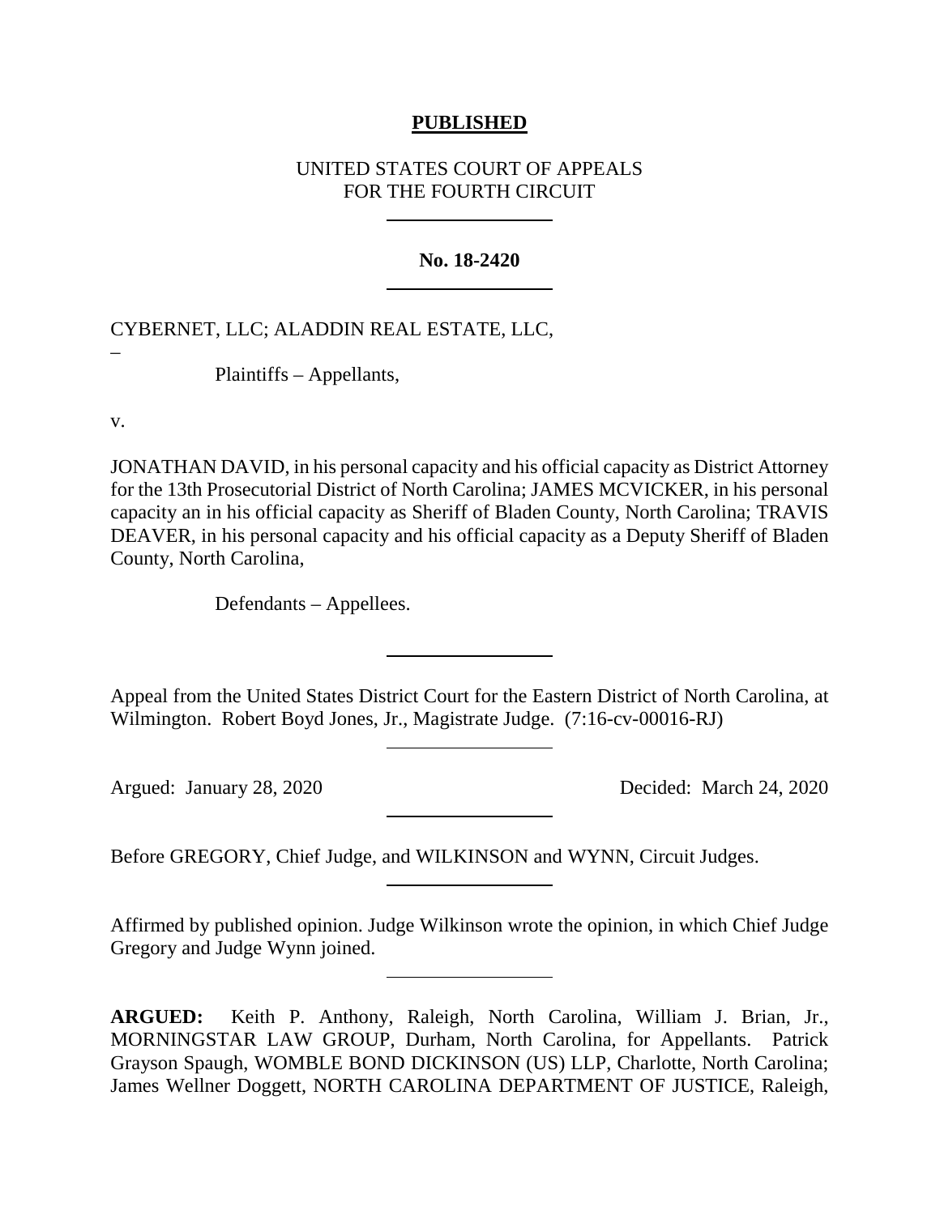**PUBLISHED**

UNITED STATES COURT OF APPEALS
FOR THE FOURTH CIRCUIT

**No. 18-2420**

CYBERNET, LLC; ALADDIN REAL ESTATE, LLC,

–

Plaintiffs – Appellants,

v.

JONATHAN DAVID, in his personal capacity and his official capacity as District Attorney for the 13th Prosecutorial District of North Carolina; JAMES MCVICKER, in his personal capacity an in his official capacity as Sheriff of Bladen County, North Carolina; TRAVIS DEAVER, in his personal capacity and his official capacity as a Deputy Sheriff of Bladen County, North Carolina,

Defendants – Appellees.

Appeal from the United States District Court for the Eastern District of North Carolina, at Wilmington. Robert Boyd Jones, Jr., Magistrate Judge. (7:16-cv-00016-RJ)

Argued: January 28, 2020 Decided: March 24, 2020

Before GREGORY, Chief Judge, and WILKINSON and WYNN, Circuit Judges.

Affirmed by published opinion. Judge Wilkinson wrote the opinion, in which Chief Judge Gregory and Judge Wynn joined.

**ARGUED:** Keith P. Anthony, Raleigh, North Carolina, William J. Brian, Jr., MORNINGSTAR LAW GROUP, Durham, North Carolina, for Appellants. Patrick Grayson Spaugh, WOMBLE BOND DICKINSON (US) LLP, Charlotte, North Carolina; James Wellner Doggett, NORTH CAROLINA DEPARTMENT OF JUSTICE, Raleigh,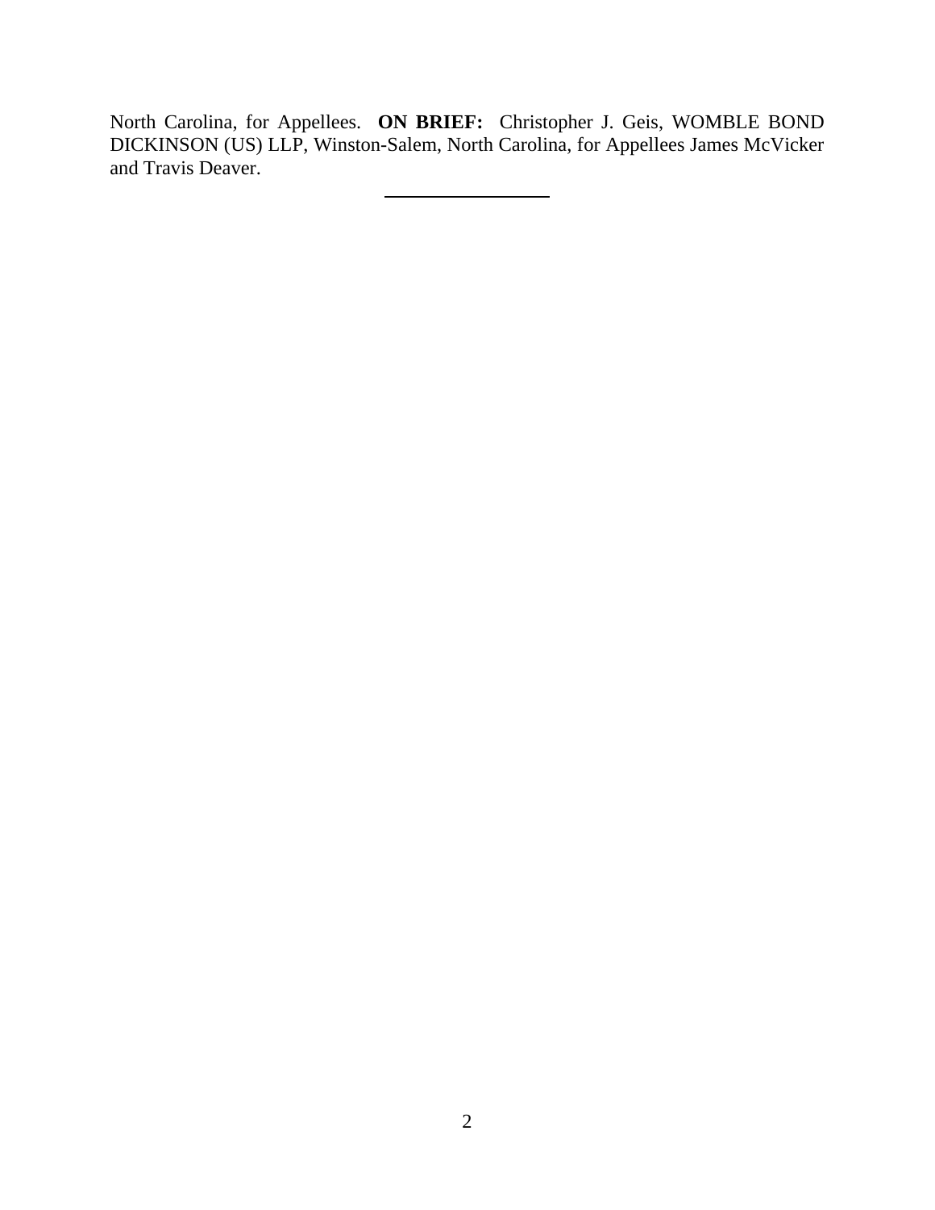North Carolina, for Appellees. **ON BRIEF:** Christopher J. Geis, WOMBLE BOND DICKINSON (US) LLP, Winston-Salem, North Carolina, for Appellees James McVicker and Travis Deaver.

---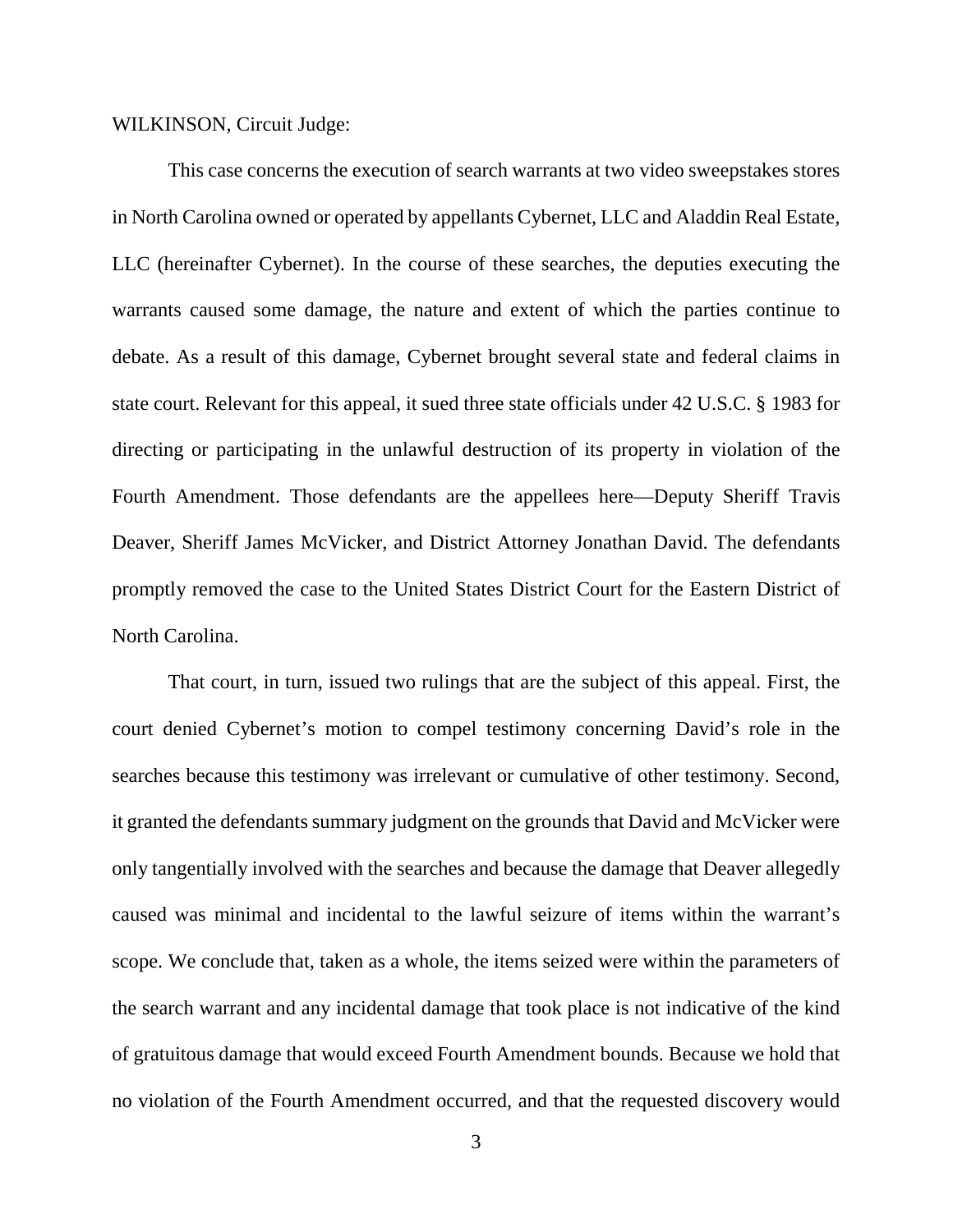WILKINSON, Circuit Judge:

This case concerns the execution of search warrants at two video sweepstakes stores in North Carolina owned or operated by appellants Cybernet, LLC and Aladdin Real Estate, LLC (hereinafter Cybernet). In the course of these searches, the deputies executing the warrants caused some damage, the nature and extent of which the parties continue to debate. As a result of this damage, Cybernet brought several state and federal claims in state court. Relevant for this appeal, it sued three state officials under 42 U.S.C. § 1983 for directing or participating in the unlawful destruction of its property in violation of the Fourth Amendment. Those defendants are the appellees here—Deputy Sheriff Travis Deaver, Sheriff James McVicker, and District Attorney Jonathan David. The defendants promptly removed the case to the United States District Court for the Eastern District of North Carolina.

That court, in turn, issued two rulings that are the subject of this appeal. First, the court denied Cybernet's motion to compel testimony concerning David's role in the searches because this testimony was irrelevant or cumulative of other testimony. Second, it granted the defendants summary judgment on the grounds that David and McVicker were only tangentially involved with the searches and because the damage that Deaver allegedly caused was minimal and incidental to the lawful seizure of items within the warrant's scope. We conclude that, taken as a whole, the items seized were within the parameters of the search warrant and any incidental damage that took place is not indicative of the kind of gratuitous damage that would exceed Fourth Amendment bounds. Because we hold that no violation of the Fourth Amendment occurred, and that the requested discovery would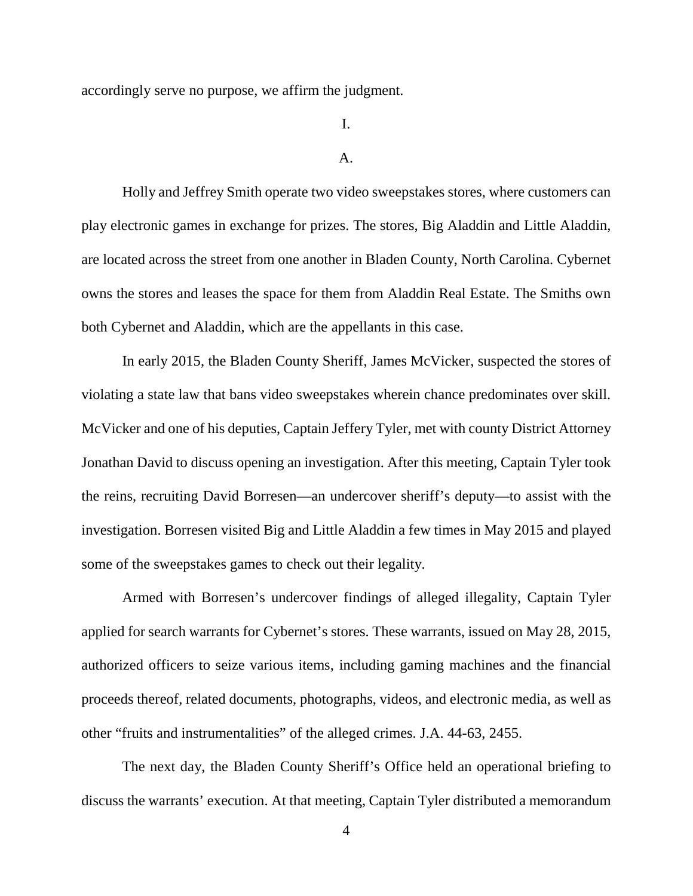accordingly serve no purpose, we affirm the judgment.

I.

A.

Holly and Jeffrey Smith operate two video sweepstakes stores, where customers can play electronic games in exchange for prizes. The stores, Big Aladdin and Little Aladdin, are located across the street from one another in Bladen County, North Carolina. Cybernet owns the stores and leases the space for them from Aladdin Real Estate. The Smiths own both Cybernet and Aladdin, which are the appellants in this case.

In early 2015, the Bladen County Sheriff, James McVicker, suspected the stores of violating a state law that bans video sweepstakes wherein chance predominates over skill. McVicker and one of his deputies, Captain Jeffery Tyler, met with county District Attorney Jonathan David to discuss opening an investigation. After this meeting, Captain Tyler took the reins, recruiting David Borresen—an undercover sheriff's deputy—to assist with the investigation. Borresen visited Big and Little Aladdin a few times in May 2015 and played some of the sweepstakes games to check out their legality.

Armed with Borresen's undercover findings of alleged illegality, Captain Tyler applied for search warrants for Cybernet's stores. These warrants, issued on May 28, 2015, authorized officers to seize various items, including gaming machines and the financial proceeds thereof, related documents, photographs, videos, and electronic media, as well as other "fruits and instrumentalities" of the alleged crimes. J.A. 44-63, 2455.

The next day, the Bladen County Sheriff's Office held an operational briefing to discuss the warrants' execution. At that meeting, Captain Tyler distributed a memorandum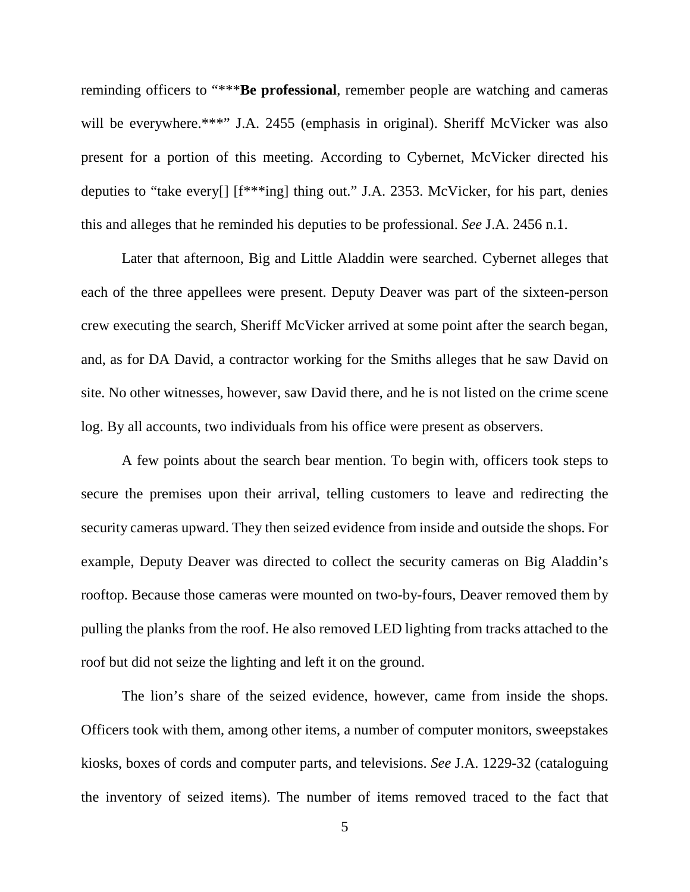reminding officers to "***Be professional, remember people are watching and cameras will be everywhere.***" J.A. 2455 (emphasis in original). Sheriff McVicker was also present for a portion of this meeting. According to Cybernet, McVicker directed his deputies to "take every[] [f***ing] thing out." J.A. 2353. McVicker, for his part, denies this and alleges that he reminded his deputies to be professional. *See* J.A. 2456 n.1.

Later that afternoon, Big and Little Aladdin were searched. Cybernet alleges that each of the three appellees were present. Deputy Deaver was part of the sixteen-person crew executing the search, Sheriff McVicker arrived at some point after the search began, and, as for DA David, a contractor working for the Smiths alleges that he saw David on site. No other witnesses, however, saw David there, and he is not listed on the crime scene log. By all accounts, two individuals from his office were present as observers.

A few points about the search bear mention. To begin with, officers took steps to secure the premises upon their arrival, telling customers to leave and redirecting the security cameras upward. They then seized evidence from inside and outside the shops. For example, Deputy Deaver was directed to collect the security cameras on Big Aladdin's rooftop. Because those cameras were mounted on two-by-fours, Deaver removed them by pulling the planks from the roof. He also removed LED lighting from tracks attached to the roof but did not seize the lighting and left it on the ground.

The lion's share of the seized evidence, however, came from inside the shops. Officers took with them, among other items, a number of computer monitors, sweepstakes kiosks, boxes of cords and computer parts, and televisions. *See* J.A. 1229-32 (cataloguing the inventory of seized items). The number of items removed traced to the fact that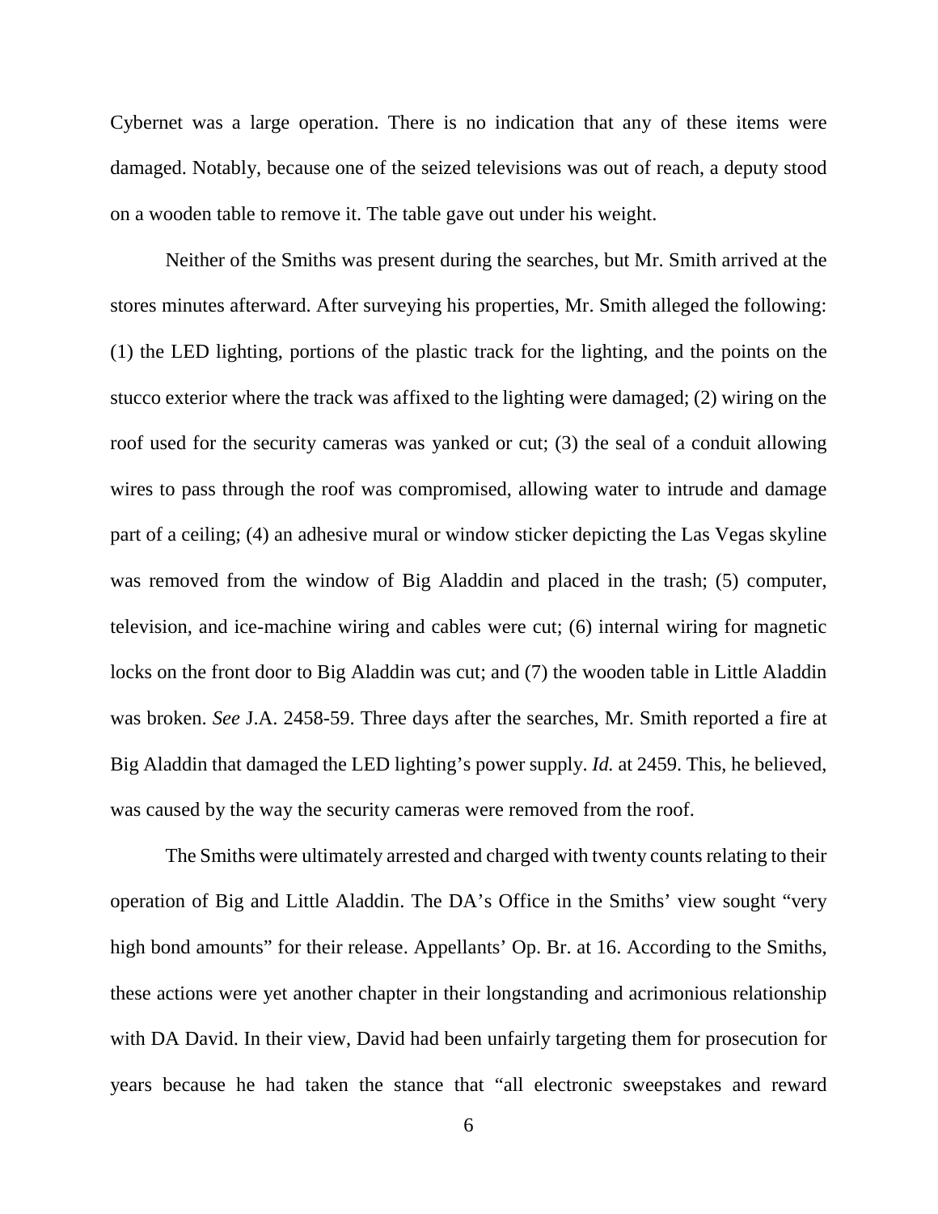Cybernet was a large operation. There is no indication that any of these items were damaged. Notably, because one of the seized televisions was out of reach, a deputy stood on a wooden table to remove it. The table gave out under his weight.

Neither of the Smiths was present during the searches, but Mr. Smith arrived at the stores minutes afterward. After surveying his properties, Mr. Smith alleged the following: (1) the LED lighting, portions of the plastic track for the lighting, and the points on the stucco exterior where the track was affixed to the lighting were damaged; (2) wiring on the roof used for the security cameras was yanked or cut; (3) the seal of a conduit allowing wires to pass through the roof was compromised, allowing water to intrude and damage part of a ceiling; (4) an adhesive mural or window sticker depicting the Las Vegas skyline was removed from the window of Big Aladdin and placed in the trash; (5) computer, television, and ice-machine wiring and cables were cut; (6) internal wiring for magnetic locks on the front door to Big Aladdin was cut; and (7) the wooden table in Little Aladdin was broken. *See* J.A. 2458-59. Three days after the searches, Mr. Smith reported a fire at Big Aladdin that damaged the LED lighting's power supply. *Id.* at 2459. This, he believed, was caused by the way the security cameras were removed from the roof.

The Smiths were ultimately arrested and charged with twenty counts relating to their operation of Big and Little Aladdin. The DA's Office in the Smiths' view sought "very high bond amounts" for their release. Appellants' Op. Br. at 16. According to the Smiths, these actions were yet another chapter in their longstanding and acrimonious relationship with DA David. In their view, David had been unfairly targeting them for prosecution for years because he had taken the stance that "all electronic sweepstakes and reward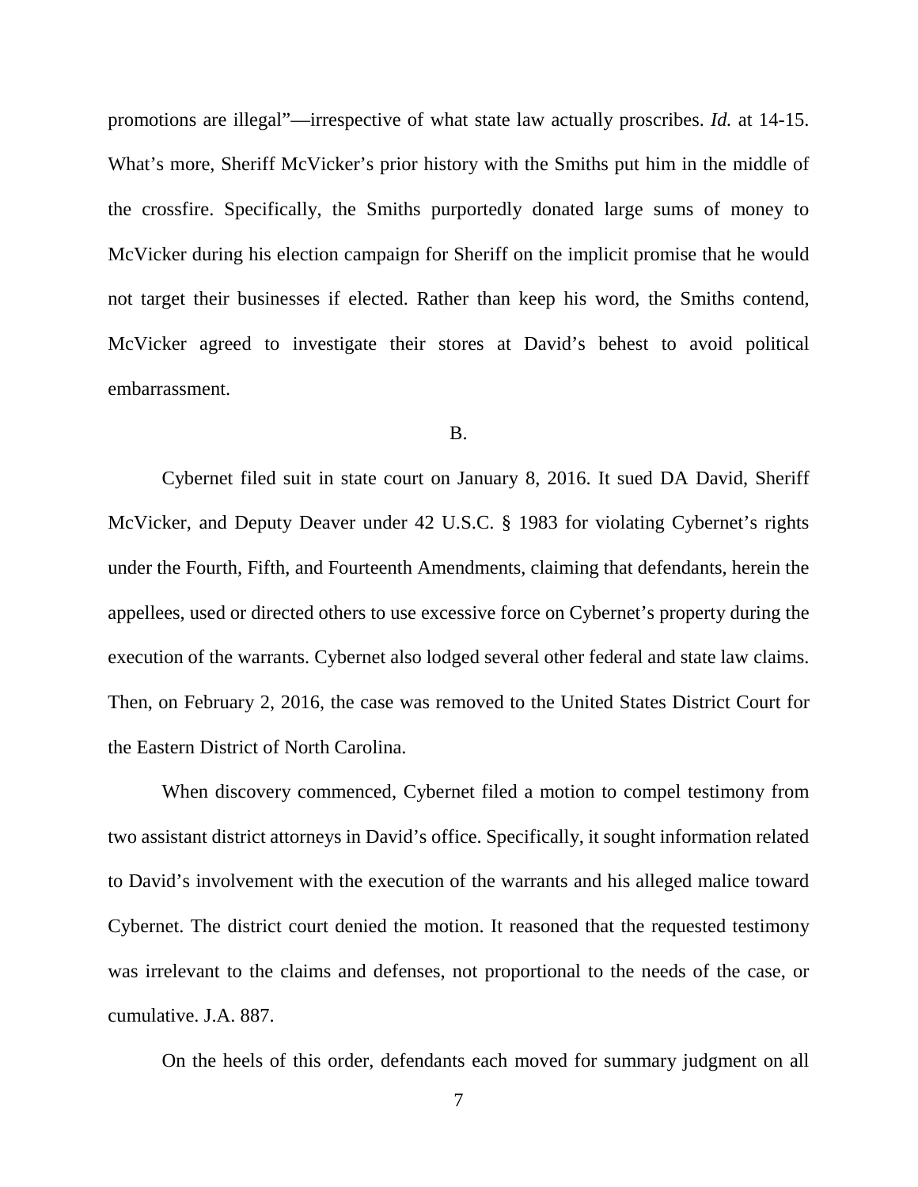promotions are illegal"—irrespective of what state law actually proscribes. *Id.* at 14-15. What's more, Sheriff McVicker's prior history with the Smiths put him in the middle of the crossfire. Specifically, the Smiths purportedly donated large sums of money to McVicker during his election campaign for Sheriff on the implicit promise that he would not target their businesses if elected. Rather than keep his word, the Smiths contend, McVicker agreed to investigate their stores at David's behest to avoid political embarrassment.

B.

Cybernet filed suit in state court on January 8, 2016. It sued DA David, Sheriff McVicker, and Deputy Deaver under 42 U.S.C. § 1983 for violating Cybernet's rights under the Fourth, Fifth, and Fourteenth Amendments, claiming that defendants, herein the appellees, used or directed others to use excessive force on Cybernet's property during the execution of the warrants. Cybernet also lodged several other federal and state law claims. Then, on February 2, 2016, the case was removed to the United States District Court for the Eastern District of North Carolina.

When discovery commenced, Cybernet filed a motion to compel testimony from two assistant district attorneys in David's office. Specifically, it sought information related to David's involvement with the execution of the warrants and his alleged malice toward Cybernet. The district court denied the motion. It reasoned that the requested testimony was irrelevant to the claims and defenses, not proportional to the needs of the case, or cumulative. J.A. 887.

On the heels of this order, defendants each moved for summary judgment on all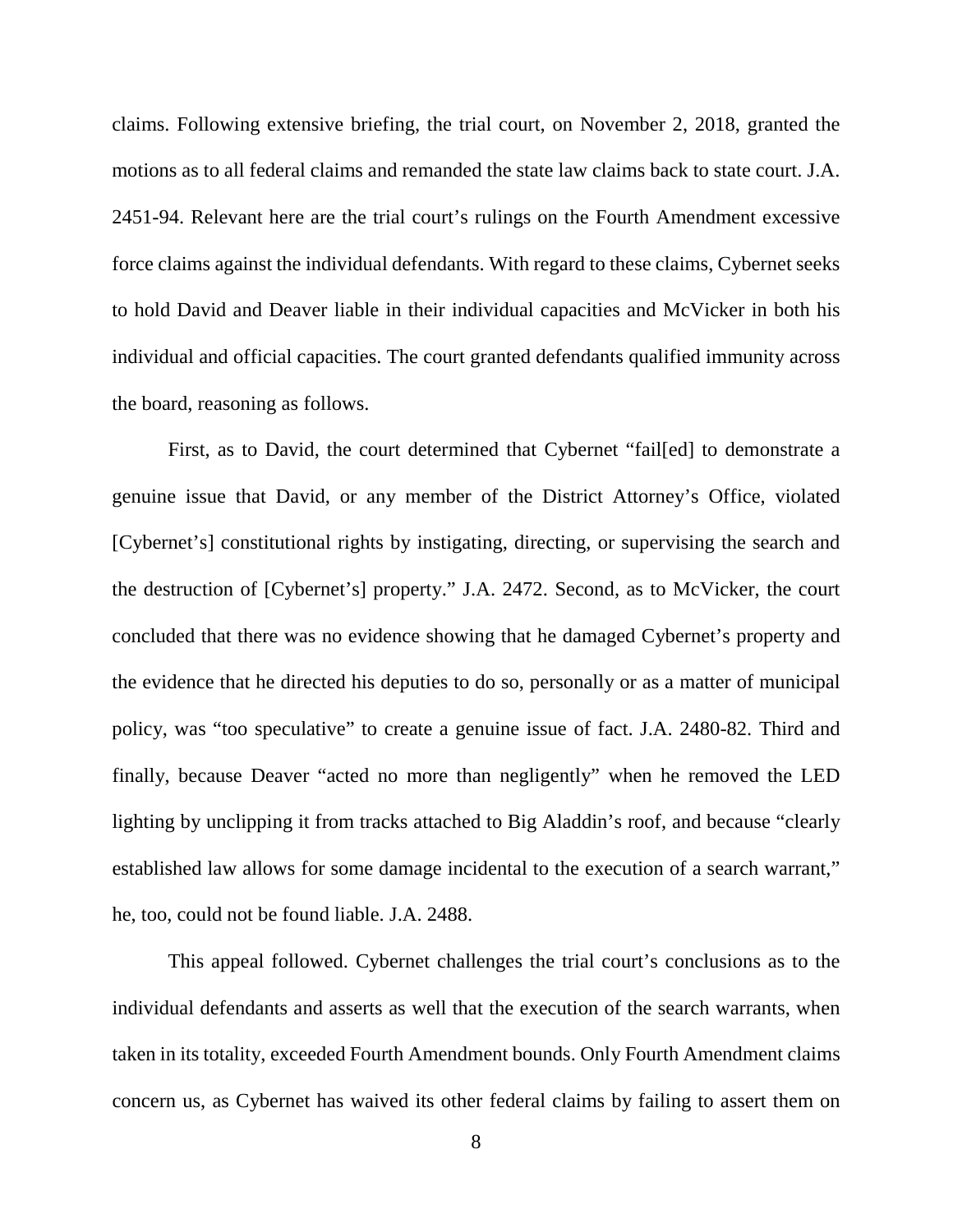claims. Following extensive briefing, the trial court, on November 2, 2018, granted the motions as to all federal claims and remanded the state law claims back to state court. J.A. 2451-94. Relevant here are the trial court's rulings on the Fourth Amendment excessive force claims against the individual defendants. With regard to these claims, Cybernet seeks to hold David and Deaver liable in their individual capacities and McVicker in both his individual and official capacities. The court granted defendants qualified immunity across the board, reasoning as follows.

First, as to David, the court determined that Cybernet "fail[ed] to demonstrate a genuine issue that David, or any member of the District Attorney's Office, violated [Cybernet's] constitutional rights by instigating, directing, or supervising the search and the destruction of [Cybernet's] property." J.A. 2472. Second, as to McVicker, the court concluded that there was no evidence showing that he damaged Cybernet's property and the evidence that he directed his deputies to do so, personally or as a matter of municipal policy, was "too speculative" to create a genuine issue of fact. J.A. 2480-82. Third and finally, because Deaver "acted no more than negligently" when he removed the LED lighting by unclipping it from tracks attached to Big Aladdin's roof, and because "clearly established law allows for some damage incidental to the execution of a search warrant," he, too, could not be found liable. J.A. 2488.

This appeal followed. Cybernet challenges the trial court's conclusions as to the individual defendants and asserts as well that the execution of the search warrants, when taken in its totality, exceeded Fourth Amendment bounds. Only Fourth Amendment claims concern us, as Cybernet has waived its other federal claims by failing to assert them on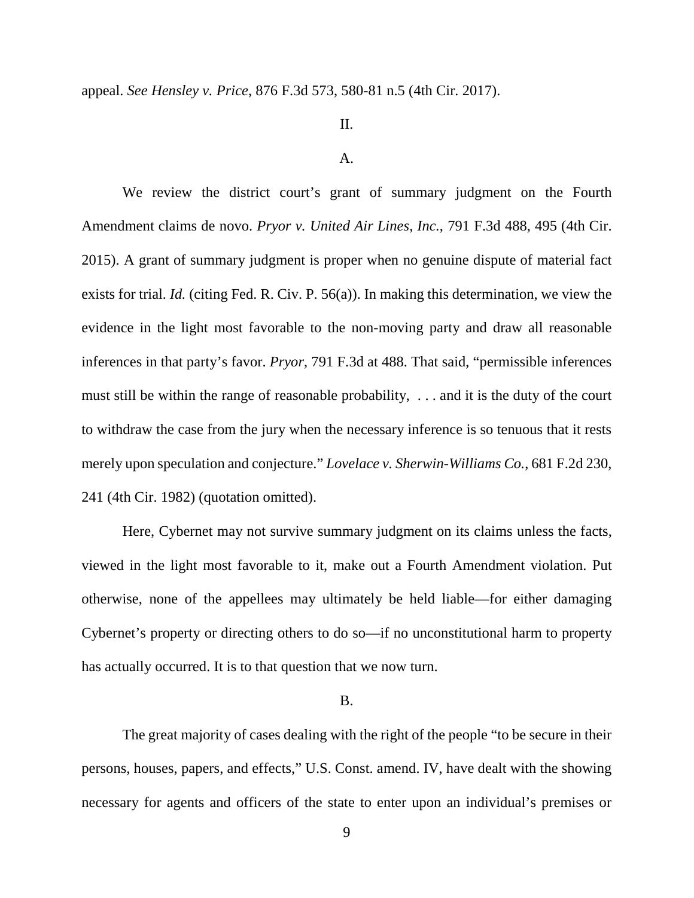appeal. *See Hensley v. Price*, 876 F.3d 573, 580-81 n.5 (4th Cir. 2017).

II.

A.

We review the district court's grant of summary judgment on the Fourth Amendment claims de novo. *Pryor v. United Air Lines, Inc.*, 791 F.3d 488, 495 (4th Cir. 2015). A grant of summary judgment is proper when no genuine dispute of material fact exists for trial. *Id.* (citing Fed. R. Civ. P. 56(a)). In making this determination, we view the evidence in the light most favorable to the non-moving party and draw all reasonable inferences in that party's favor. *Pryor*, 791 F.3d at 488. That said, "permissible inferences must still be within the range of reasonable probability, . . . and it is the duty of the court to withdraw the case from the jury when the necessary inference is so tenuous that it rests merely upon speculation and conjecture." *Lovelace v. Sherwin-Williams Co.*, 681 F.2d 230, 241 (4th Cir. 1982) (quotation omitted).

Here, Cybernet may not survive summary judgment on its claims unless the facts, viewed in the light most favorable to it, make out a Fourth Amendment violation. Put otherwise, none of the appellees may ultimately be held liable—for either damaging Cybernet's property or directing others to do so—if no unconstitutional harm to property has actually occurred. It is to that question that we now turn.

B.

The great majority of cases dealing with the right of the people "to be secure in their persons, houses, papers, and effects," U.S. Const. amend. IV, have dealt with the showing necessary for agents and officers of the state to enter upon an individual's premises or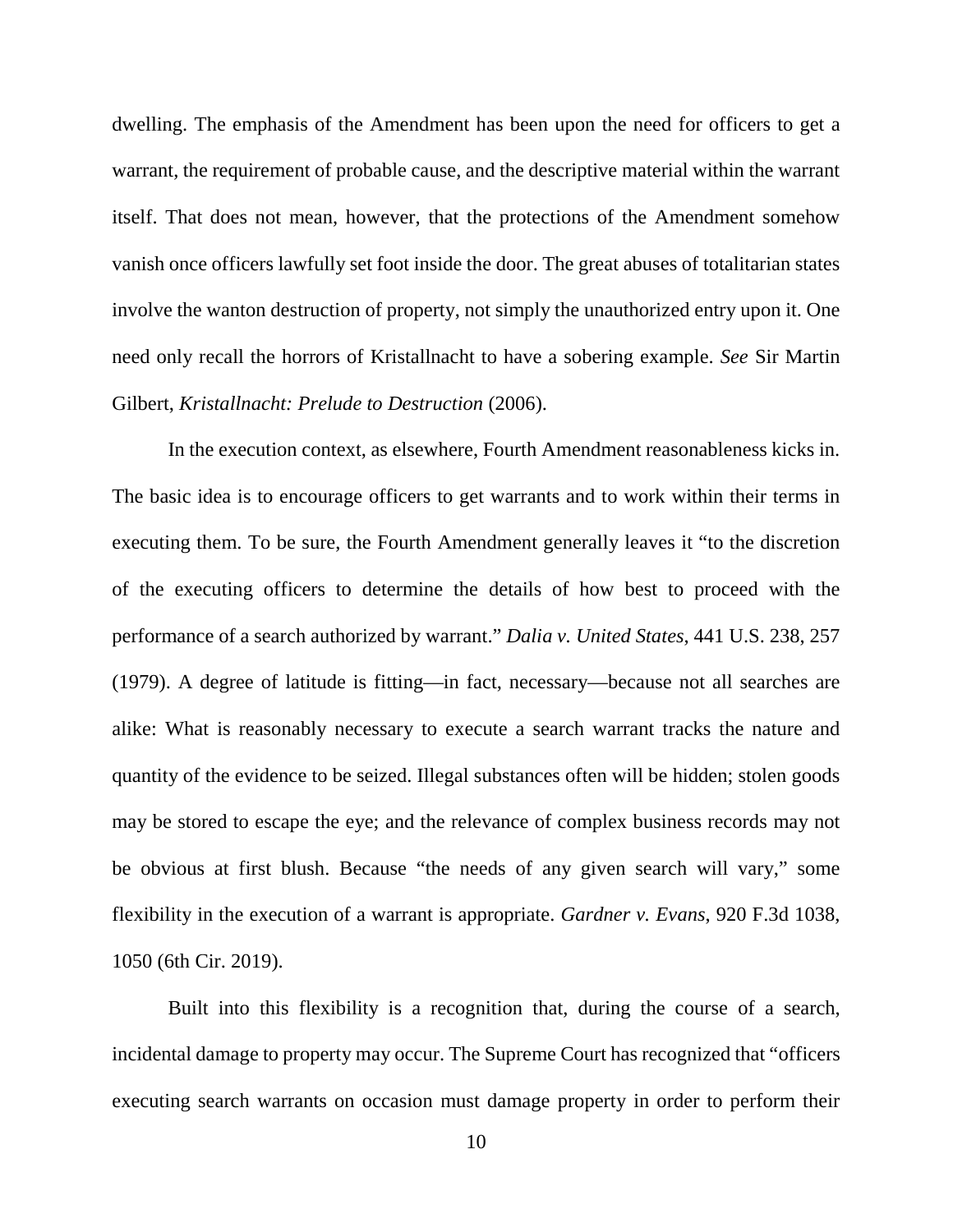dwelling. The emphasis of the Amendment has been upon the need for officers to get a warrant, the requirement of probable cause, and the descriptive material within the warrant itself. That does not mean, however, that the protections of the Amendment somehow vanish once officers lawfully set foot inside the door. The great abuses of totalitarian states involve the wanton destruction of property, not simply the unauthorized entry upon it. One need only recall the horrors of Kristallnacht to have a sobering example. *See* Sir Martin Gilbert, *Kristallnacht: Prelude to Destruction* (2006).

In the execution context, as elsewhere, Fourth Amendment reasonableness kicks in. The basic idea is to encourage officers to get warrants and to work within their terms in executing them. To be sure, the Fourth Amendment generally leaves it "to the discretion of the executing officers to determine the details of how best to proceed with the performance of a search authorized by warrant." *Dalia v. United States*, 441 U.S. 238, 257 (1979). A degree of latitude is fitting—in fact, necessary—because not all searches are alike: What is reasonably necessary to execute a search warrant tracks the nature and quantity of the evidence to be seized. Illegal substances often will be hidden; stolen goods may be stored to escape the eye; and the relevance of complex business records may not be obvious at first blush. Because "the needs of any given search will vary," some flexibility in the execution of a warrant is appropriate. *Gardner v. Evans*, 920 F.3d 1038, 1050 (6th Cir. 2019).

Built into this flexibility is a recognition that, during the course of a search, incidental damage to property may occur. The Supreme Court has recognized that "officers executing search warrants on occasion must damage property in order to perform their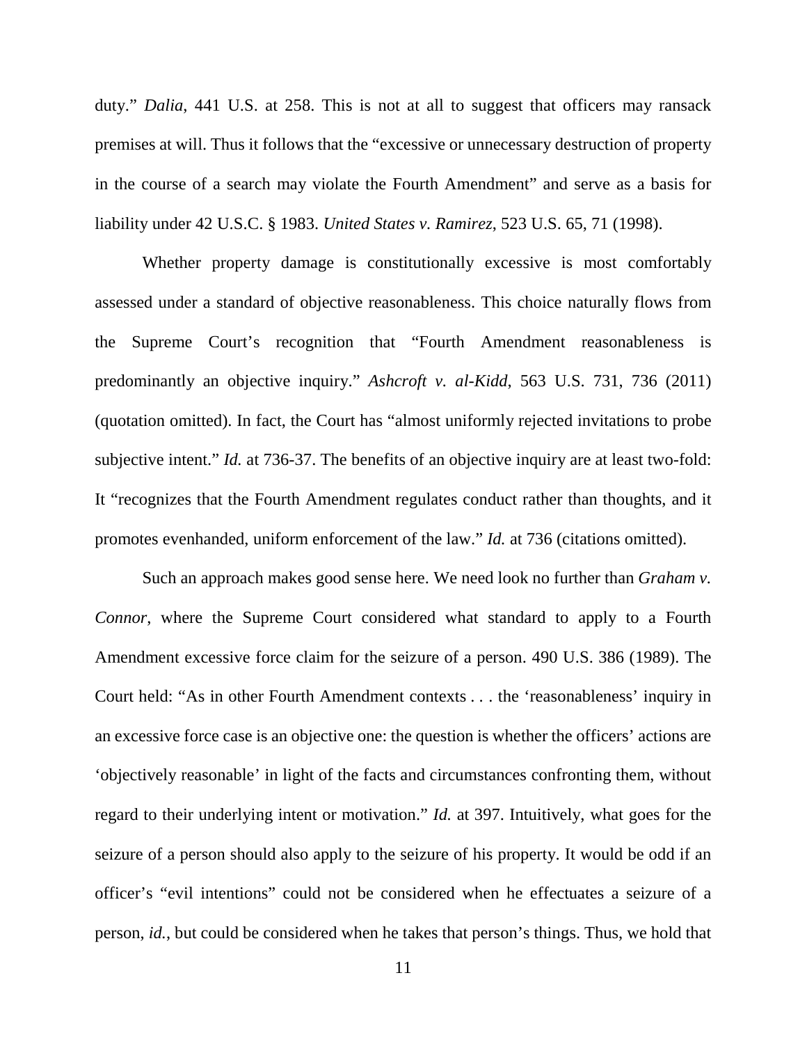duty." *Dalia*, 441 U.S. at 258. This is not at all to suggest that officers may ransack premises at will. Thus it follows that the "excessive or unnecessary destruction of property in the course of a search may violate the Fourth Amendment" and serve as a basis for liability under 42 U.S.C. § 1983. *United States v. Ramirez*, 523 U.S. 65, 71 (1998).

Whether property damage is constitutionally excessive is most comfortably assessed under a standard of objective reasonableness. This choice naturally flows from the Supreme Court's recognition that "Fourth Amendment reasonableness is predominantly an objective inquiry." *Ashcroft v. al-Kidd*, 563 U.S. 731, 736 (2011) (quotation omitted). In fact, the Court has "almost uniformly rejected invitations to probe subjective intent." *Id.* at 736-37. The benefits of an objective inquiry are at least two-fold: It "recognizes that the Fourth Amendment regulates conduct rather than thoughts, and it promotes evenhanded, uniform enforcement of the law." *Id.* at 736 (citations omitted).

Such an approach makes good sense here. We need look no further than *Graham v. Connor*, where the Supreme Court considered what standard to apply to a Fourth Amendment excessive force claim for the seizure of a person. 490 U.S. 386 (1989). The Court held: "As in other Fourth Amendment contexts . . . the 'reasonableness' inquiry in an excessive force case is an objective one: the question is whether the officers' actions are 'objectively reasonable' in light of the facts and circumstances confronting them, without regard to their underlying intent or motivation." *Id.* at 397. Intuitively, what goes for the seizure of a person should also apply to the seizure of his property. It would be odd if an officer's "evil intentions" could not be considered when he effectuates a seizure of a person, *id.*, but could be considered when he takes that person's things. Thus, we hold that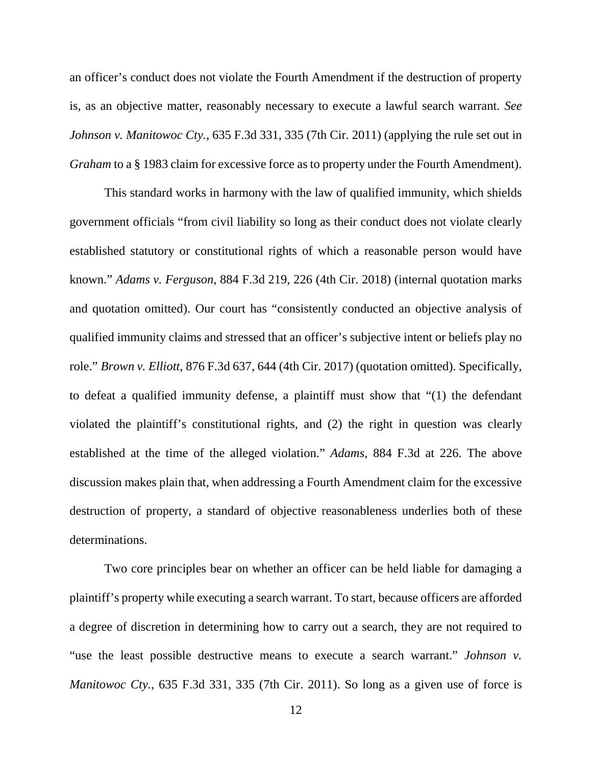an officer's conduct does not violate the Fourth Amendment if the destruction of property is, as an objective matter, reasonably necessary to execute a lawful search warrant. *See Johnson v. Manitowoc Cty.*, 635 F.3d 331, 335 (7th Cir. 2011) (applying the rule set out in *Graham* to a § 1983 claim for excessive force as to property under the Fourth Amendment).

This standard works in harmony with the law of qualified immunity, which shields government officials "from civil liability so long as their conduct does not violate clearly established statutory or constitutional rights of which a reasonable person would have known." *Adams v. Ferguson*, 884 F.3d 219, 226 (4th Cir. 2018) (internal quotation marks and quotation omitted). Our court has "consistently conducted an objective analysis of qualified immunity claims and stressed that an officer's subjective intent or beliefs play no role." *Brown v. Elliott*, 876 F.3d 637, 644 (4th Cir. 2017) (quotation omitted). Specifically, to defeat a qualified immunity defense, a plaintiff must show that "(1) the defendant violated the plaintiff's constitutional rights, and (2) the right in question was clearly established at the time of the alleged violation." *Adams*, 884 F.3d at 226. The above discussion makes plain that, when addressing a Fourth Amendment claim for the excessive destruction of property, a standard of objective reasonableness underlies both of these determinations.

Two core principles bear on whether an officer can be held liable for damaging a plaintiff's property while executing a search warrant. To start, because officers are afforded a degree of discretion in determining how to carry out a search, they are not required to "use the least possible destructive means to execute a search warrant." *Johnson v. Manitowoc Cty.*, 635 F.3d 331, 335 (7th Cir. 2011). So long as a given use of force is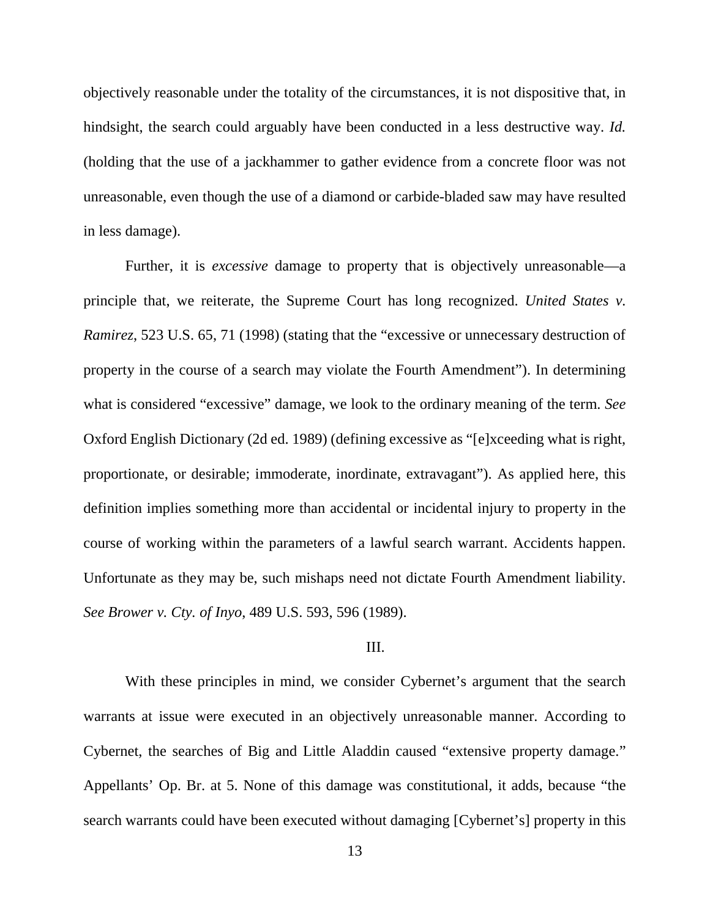objectively reasonable under the totality of the circumstances, it is not dispositive that, in hindsight, the search could arguably have been conducted in a less destructive way. *Id.* (holding that the use of a jackhammer to gather evidence from a concrete floor was not unreasonable, even though the use of a diamond or carbide-bladed saw may have resulted in less damage).

Further, it is *excessive* damage to property that is objectively unreasonable—a principle that, we reiterate, the Supreme Court has long recognized. *United States v. Ramirez*, 523 U.S. 65, 71 (1998) (stating that the "excessive or unnecessary destruction of property in the course of a search may violate the Fourth Amendment"). In determining what is considered "excessive" damage, we look to the ordinary meaning of the term. *See* Oxford English Dictionary (2d ed. 1989) (defining excessive as "[e]xceeding what is right, proportionate, or desirable; immoderate, inordinate, extravagant"). As applied here, this definition implies something more than accidental or incidental injury to property in the course of working within the parameters of a lawful search warrant. Accidents happen. Unfortunate as they may be, such mishaps need not dictate Fourth Amendment liability. *See Brower v. Cty. of Inyo*, 489 U.S. 593, 596 (1989).

III.

With these principles in mind, we consider Cybernet's argument that the search warrants at issue were executed in an objectively unreasonable manner. According to Cybernet, the searches of Big and Little Aladdin caused "extensive property damage." Appellants' Op. Br. at 5. None of this damage was constitutional, it adds, because "the search warrants could have been executed without damaging [Cybernet's] property in this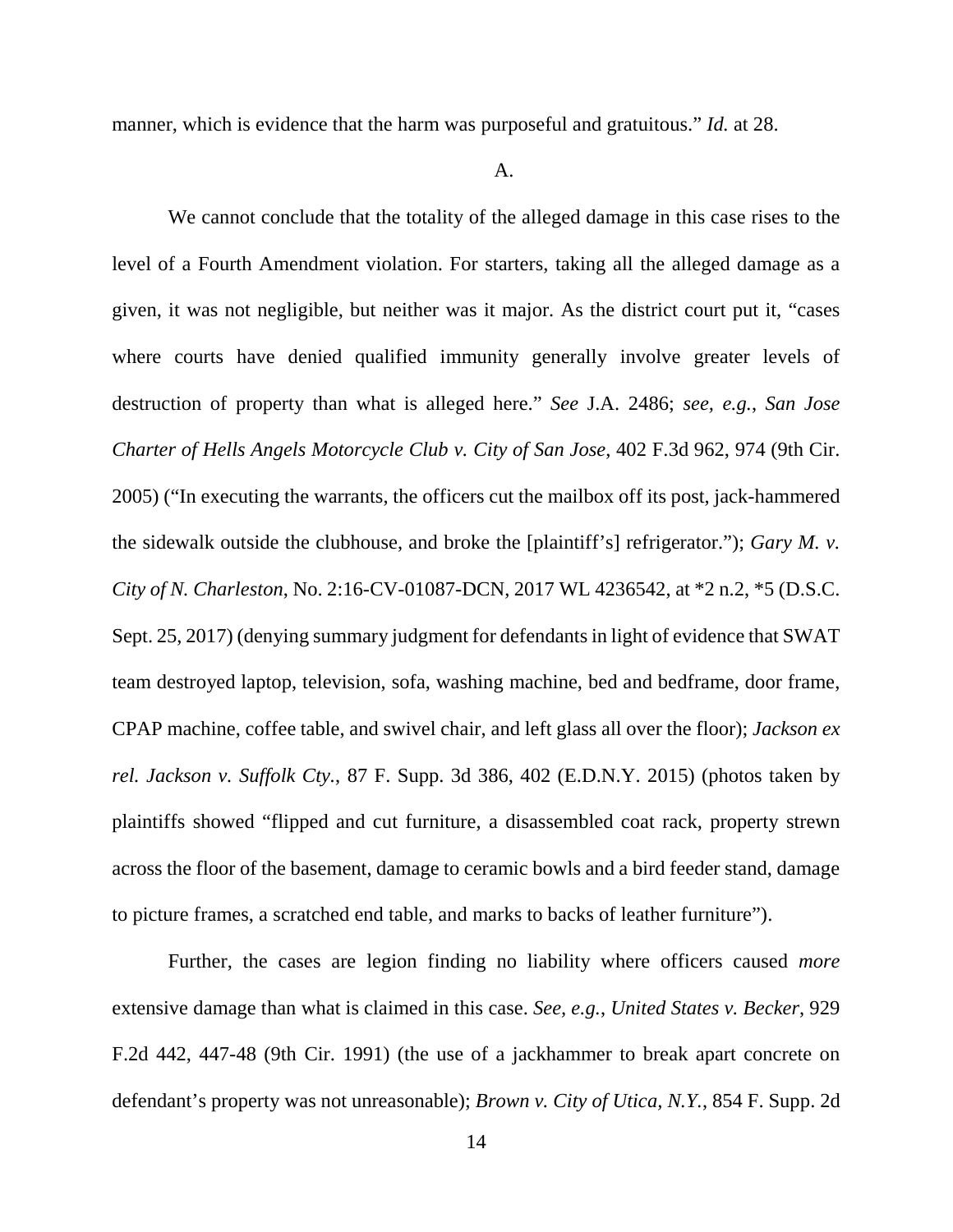manner, which is evidence that the harm was purposeful and gratuitous." *Id.* at 28.

A.

We cannot conclude that the totality of the alleged damage in this case rises to the level of a Fourth Amendment violation. For starters, taking all the alleged damage as a given, it was not negligible, but neither was it major. As the district court put it, "cases where courts have denied qualified immunity generally involve greater levels of destruction of property than what is alleged here." *See* J.A. 2486; *see, e.g.*, *San Jose Charter of Hells Angels Motorcycle Club v. City of San Jose*, 402 F.3d 962, 974 (9th Cir. 2005) ("In executing the warrants, the officers cut the mailbox off its post, jack-hammered the sidewalk outside the clubhouse, and broke the [plaintiff's] refrigerator."); *Gary M. v. City of N. Charleston*, No. 2:16-CV-01087-DCN, 2017 WL 4236542, at *2 n.2, *5 (D.S.C. Sept. 25, 2017) (denying summary judgment for defendants in light of evidence that SWAT team destroyed laptop, television, sofa, washing machine, bed and bedframe, door frame, CPAP machine, coffee table, and swivel chair, and left glass all over the floor); *Jackson ex rel. Jackson v. Suffolk Cty.*, 87 F. Supp. 3d 386, 402 (E.D.N.Y. 2015) (photos taken by plaintiffs showed "flipped and cut furniture, a disassembled coat rack, property strewn across the floor of the basement, damage to ceramic bowls and a bird feeder stand, damage to picture frames, a scratched end table, and marks to backs of leather furniture").

Further, the cases are legion finding no liability where officers caused *more* extensive damage than what is claimed in this case. *See, e.g.*, *United States v. Becker*, 929 F.2d 442, 447-48 (9th Cir. 1991) (the use of a jackhammer to break apart concrete on defendant's property was not unreasonable); *Brown v. City of Utica, N.Y.*, 854 F. Supp. 2d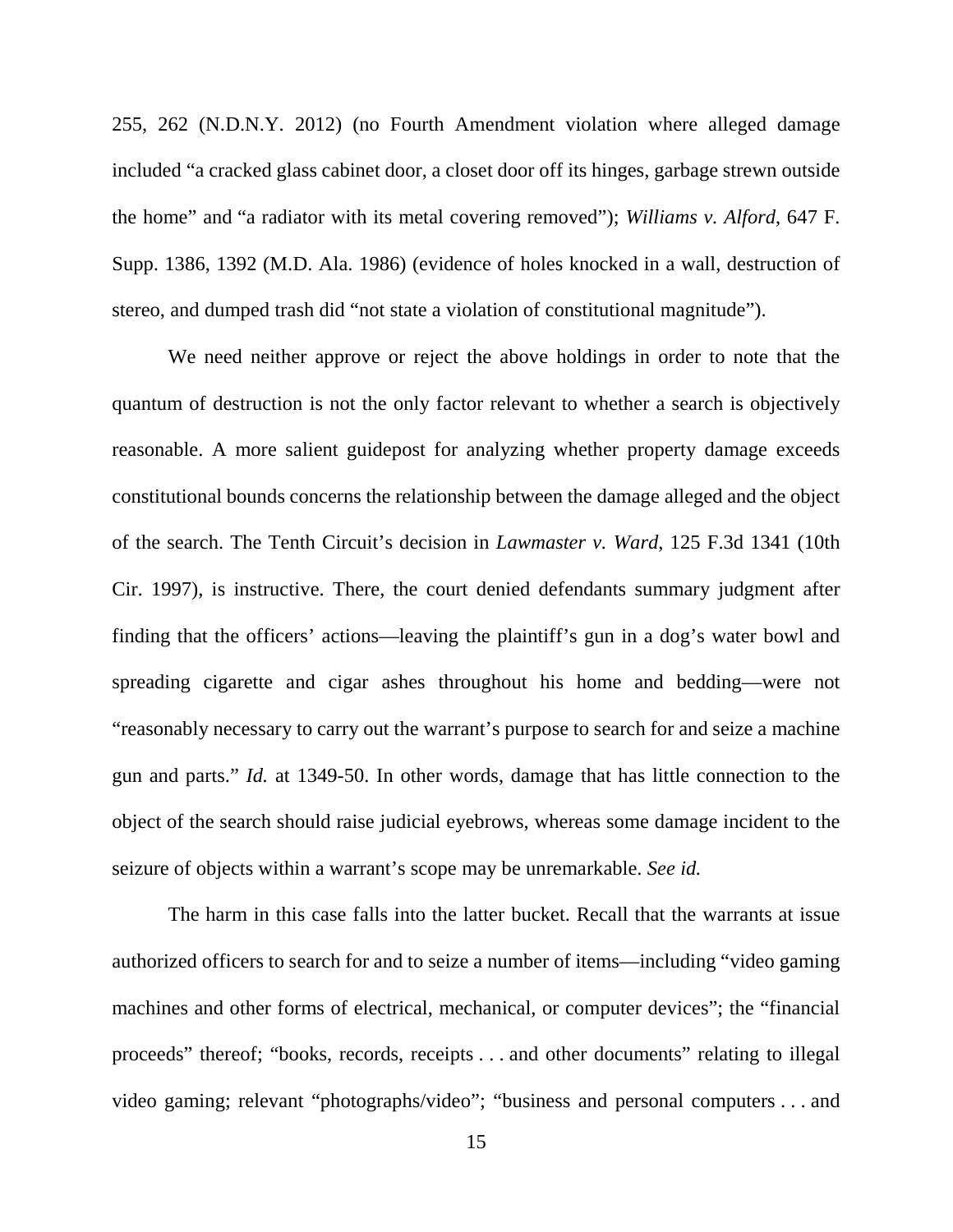255, 262 (N.D.N.Y. 2012) (no Fourth Amendment violation where alleged damage included "a cracked glass cabinet door, a closet door off its hinges, garbage strewn outside the home" and "a radiator with its metal covering removed"); *Williams v. Alford*, 647 F. Supp. 1386, 1392 (M.D. Ala. 1986) (evidence of holes knocked in a wall, destruction of stereo, and dumped trash did "not state a violation of constitutional magnitude").

We need neither approve or reject the above holdings in order to note that the quantum of destruction is not the only factor relevant to whether a search is objectively reasonable. A more salient guidepost for analyzing whether property damage exceeds constitutional bounds concerns the relationship between the damage alleged and the object of the search. The Tenth Circuit's decision in *Lawmaster v. Ward*, 125 F.3d 1341 (10th Cir. 1997), is instructive. There, the court denied defendants summary judgment after finding that the officers' actions—leaving the plaintiff's gun in a dog's water bowl and spreading cigarette and cigar ashes throughout his home and bedding—were not "reasonably necessary to carry out the warrant's purpose to search for and seize a machine gun and parts." *Id.* at 1349-50. In other words, damage that has little connection to the object of the search should raise judicial eyebrows, whereas some damage incident to the seizure of objects within a warrant's scope may be unremarkable. *See id.*

The harm in this case falls into the latter bucket. Recall that the warrants at issue authorized officers to search for and to seize a number of items—including "video gaming machines and other forms of electrical, mechanical, or computer devices"; the "financial proceeds" thereof; "books, records, receipts . . . and other documents" relating to illegal video gaming; relevant "photographs/video"; "business and personal computers . . . and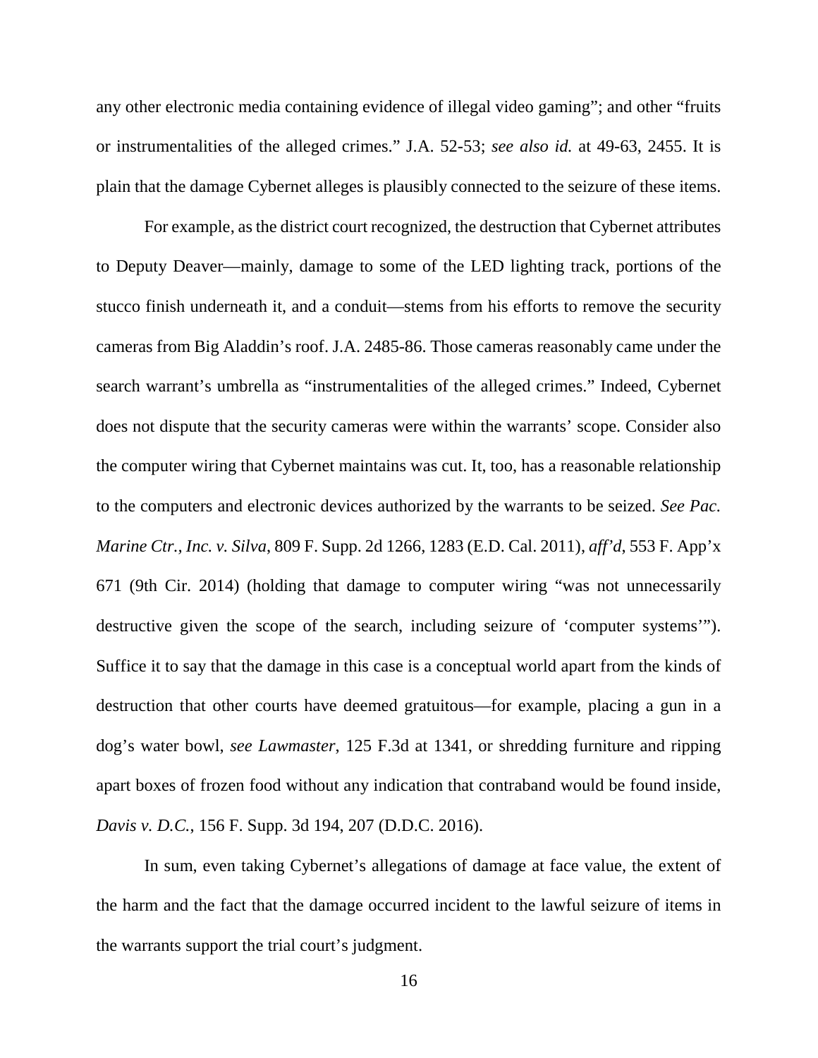any other electronic media containing evidence of illegal video gaming"; and other "fruits or instrumentalities of the alleged crimes." J.A. 52-53; *see also id.* at 49-63, 2455. It is plain that the damage Cybernet alleges is plausibly connected to the seizure of these items.

For example, as the district court recognized, the destruction that Cybernet attributes to Deputy Deaver—mainly, damage to some of the LED lighting track, portions of the stucco finish underneath it, and a conduit—stems from his efforts to remove the security cameras from Big Aladdin's roof. J.A. 2485-86. Those cameras reasonably came under the search warrant's umbrella as "instrumentalities of the alleged crimes." Indeed, Cybernet does not dispute that the security cameras were within the warrants' scope. Consider also the computer wiring that Cybernet maintains was cut. It, too, has a reasonable relationship to the computers and electronic devices authorized by the warrants to be seized. *See Pac. Marine Ctr., Inc. v. Silva*, 809 F. Supp. 2d 1266, 1283 (E.D. Cal. 2011), *aff'd*, 553 F. App'x 671 (9th Cir. 2014) (holding that damage to computer wiring "was not unnecessarily destructive given the scope of the search, including seizure of 'computer systems'"). Suffice it to say that the damage in this case is a conceptual world apart from the kinds of destruction that other courts have deemed gratuitous—for example, placing a gun in a dog's water bowl, *see Lawmaster*, 125 F.3d at 1341, or shredding furniture and ripping apart boxes of frozen food without any indication that contraband would be found inside, *Davis v. D.C.*, 156 F. Supp. 3d 194, 207 (D.D.C. 2016).

In sum, even taking Cybernet's allegations of damage at face value, the extent of the harm and the fact that the damage occurred incident to the lawful seizure of items in the warrants support the trial court's judgment.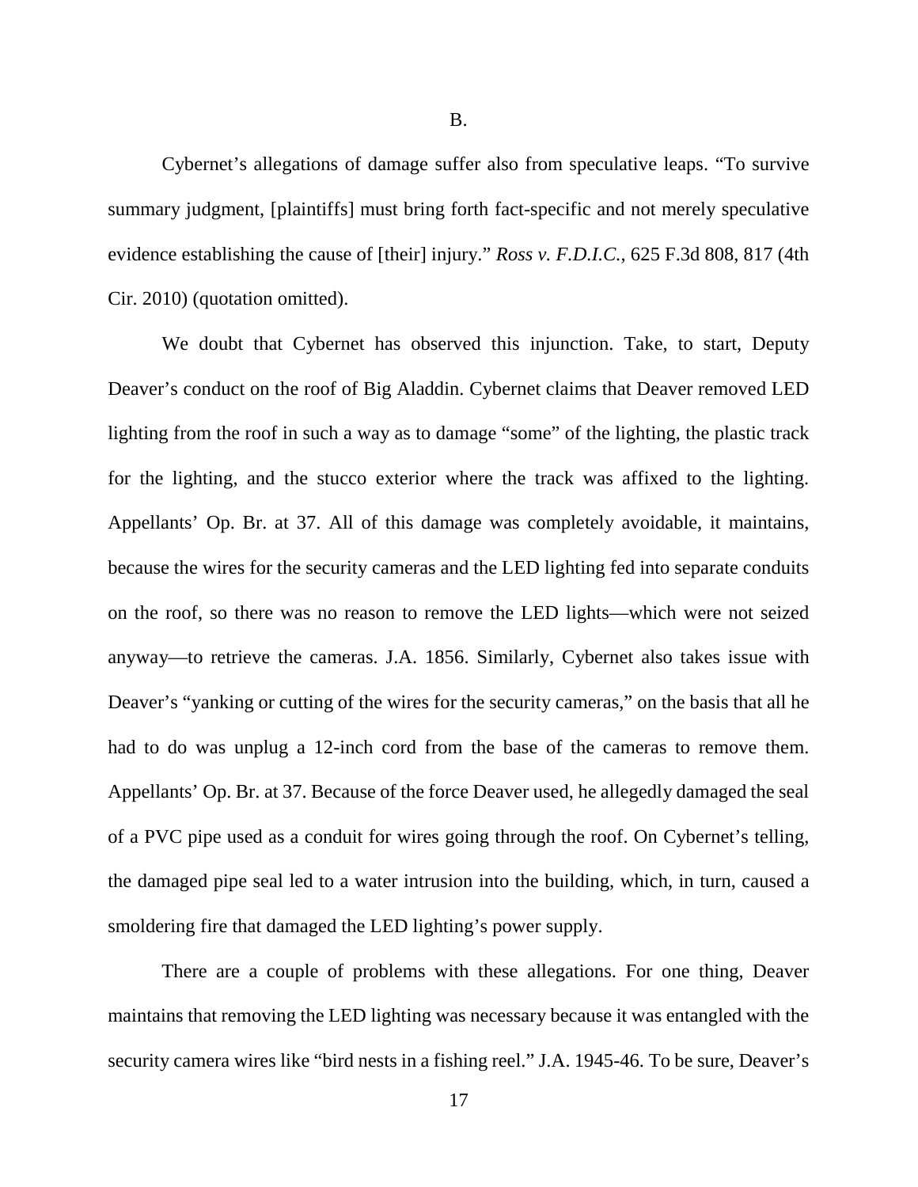B.

Cybernet's allegations of damage suffer also from speculative leaps. "To survive summary judgment, [plaintiffs] must bring forth fact-specific and not merely speculative evidence establishing the cause of [their] injury." *Ross v. F.D.I.C.*, 625 F.3d 808, 817 (4th Cir. 2010) (quotation omitted).

We doubt that Cybernet has observed this injunction. Take, to start, Deputy Deaver's conduct on the roof of Big Aladdin. Cybernet claims that Deaver removed LED lighting from the roof in such a way as to damage "some" of the lighting, the plastic track for the lighting, and the stucco exterior where the track was affixed to the lighting. Appellants' Op. Br. at 37. All of this damage was completely avoidable, it maintains, because the wires for the security cameras and the LED lighting fed into separate conduits on the roof, so there was no reason to remove the LED lights—which were not seized anyway—to retrieve the cameras. J.A. 1856. Similarly, Cybernet also takes issue with Deaver's "yanking or cutting of the wires for the security cameras," on the basis that all he had to do was unplug a 12-inch cord from the base of the cameras to remove them. Appellants' Op. Br. at 37. Because of the force Deaver used, he allegedly damaged the seal of a PVC pipe used as a conduit for wires going through the roof. On Cybernet's telling, the damaged pipe seal led to a water intrusion into the building, which, in turn, caused a smoldering fire that damaged the LED lighting's power supply.

There are a couple of problems with these allegations. For one thing, Deaver maintains that removing the LED lighting was necessary because it was entangled with the security camera wires like "bird nests in a fishing reel." J.A. 1945-46. To be sure, Deaver's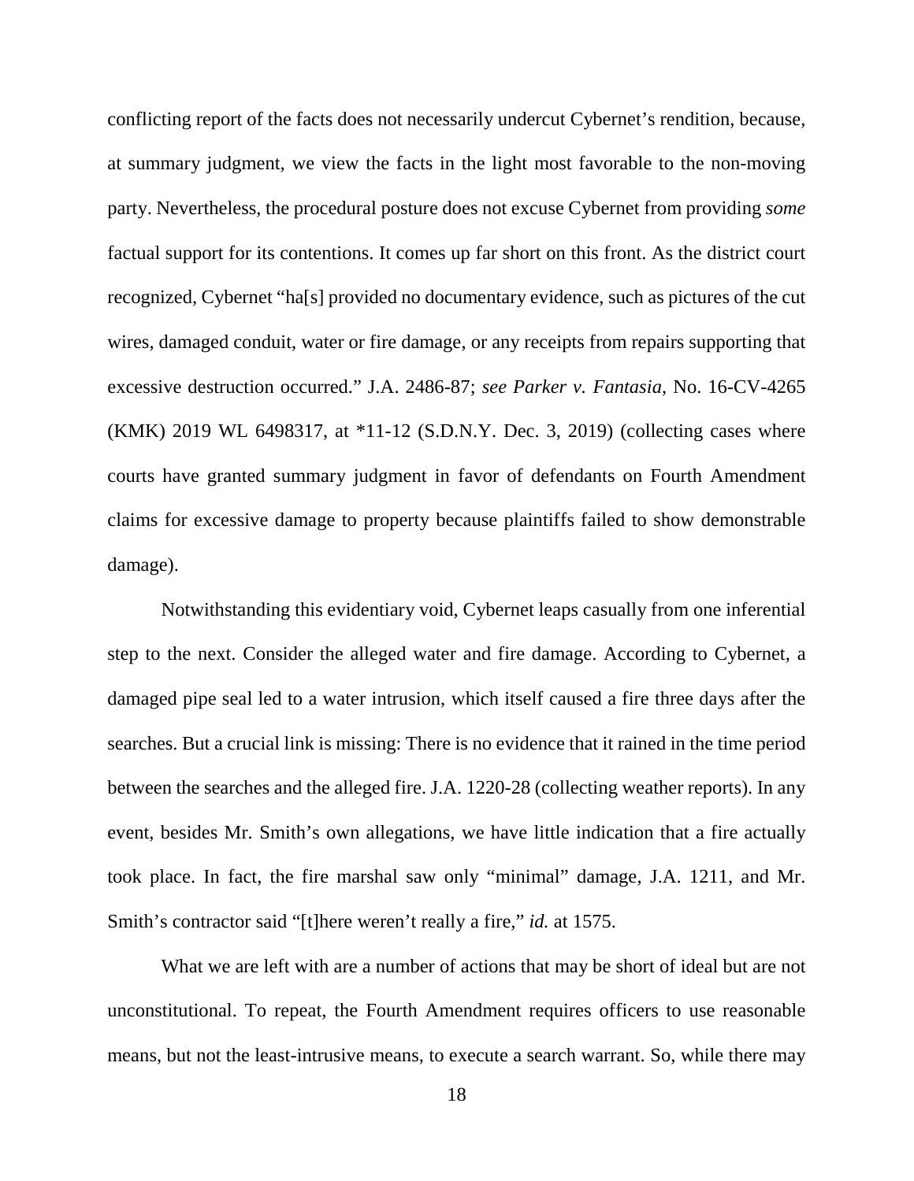conflicting report of the facts does not necessarily undercut Cybernet's rendition, because, at summary judgment, we view the facts in the light most favorable to the non-moving party. Nevertheless, the procedural posture does not excuse Cybernet from providing *some* factual support for its contentions. It comes up far short on this front. As the district court recognized, Cybernet "ha[s] provided no documentary evidence, such as pictures of the cut wires, damaged conduit, water or fire damage, or any receipts from repairs supporting that excessive destruction occurred." J.A. 2486-87; *see Parker v. Fantasia*, No. 16-CV-4265 (KMK) 2019 WL 6498317, at *11-12 (S.D.N.Y. Dec. 3, 2019) (collecting cases where courts have granted summary judgment in favor of defendants on Fourth Amendment claims for excessive damage to property because plaintiffs failed to show demonstrable damage).

Notwithstanding this evidentiary void, Cybernet leaps casually from one inferential step to the next. Consider the alleged water and fire damage. According to Cybernet, a damaged pipe seal led to a water intrusion, which itself caused a fire three days after the searches. But a crucial link is missing: There is no evidence that it rained in the time period between the searches and the alleged fire. J.A. 1220-28 (collecting weather reports). In any event, besides Mr. Smith's own allegations, we have little indication that a fire actually took place. In fact, the fire marshal saw only "minimal" damage, J.A. 1211, and Mr. Smith's contractor said "[t]here weren't really a fire," *id.* at 1575.

What we are left with are a number of actions that may be short of ideal but are not unconstitutional. To repeat, the Fourth Amendment requires officers to use reasonable means, but not the least-intrusive means, to execute a search warrant. So, while there may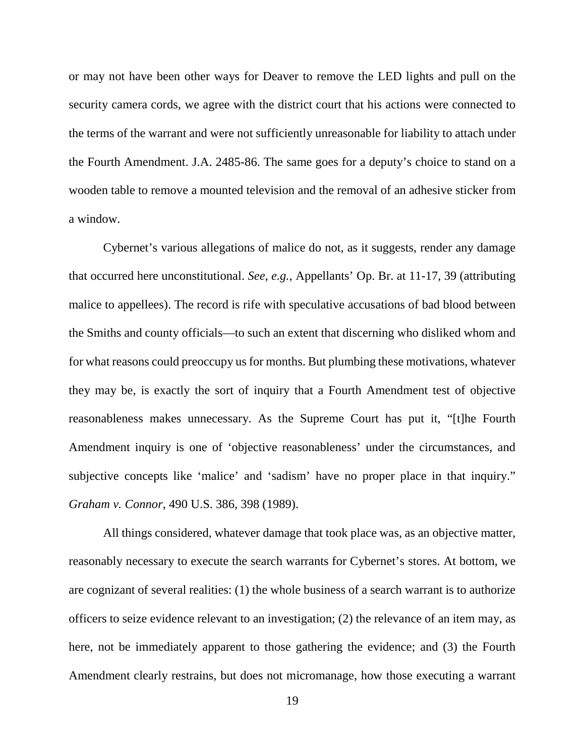or may not have been other ways for Deaver to remove the LED lights and pull on the security camera cords, we agree with the district court that his actions were connected to the terms of the warrant and were not sufficiently unreasonable for liability to attach under the Fourth Amendment. J.A. 2485-86. The same goes for a deputy's choice to stand on a wooden table to remove a mounted television and the removal of an adhesive sticker from a window.

Cybernet's various allegations of malice do not, as it suggests, render any damage that occurred here unconstitutional. *See, e.g.*, Appellants' Op. Br. at 11-17, 39 (attributing malice to appellees). The record is rife with speculative accusations of bad blood between the Smiths and county officials—to such an extent that discerning who disliked whom and for what reasons could preoccupy us for months. But plumbing these motivations, whatever they may be, is exactly the sort of inquiry that a Fourth Amendment test of objective reasonableness makes unnecessary. As the Supreme Court has put it, "[t]he Fourth Amendment inquiry is one of 'objective reasonableness' under the circumstances, and subjective concepts like 'malice' and 'sadism' have no proper place in that inquiry." *Graham v. Connor*, 490 U.S. 386, 398 (1989).

All things considered, whatever damage that took place was, as an objective matter, reasonably necessary to execute the search warrants for Cybernet's stores. At bottom, we are cognizant of several realities: (1) the whole business of a search warrant is to authorize officers to seize evidence relevant to an investigation; (2) the relevance of an item may, as here, not be immediately apparent to those gathering the evidence; and (3) the Fourth Amendment clearly restrains, but does not micromanage, how those executing a warrant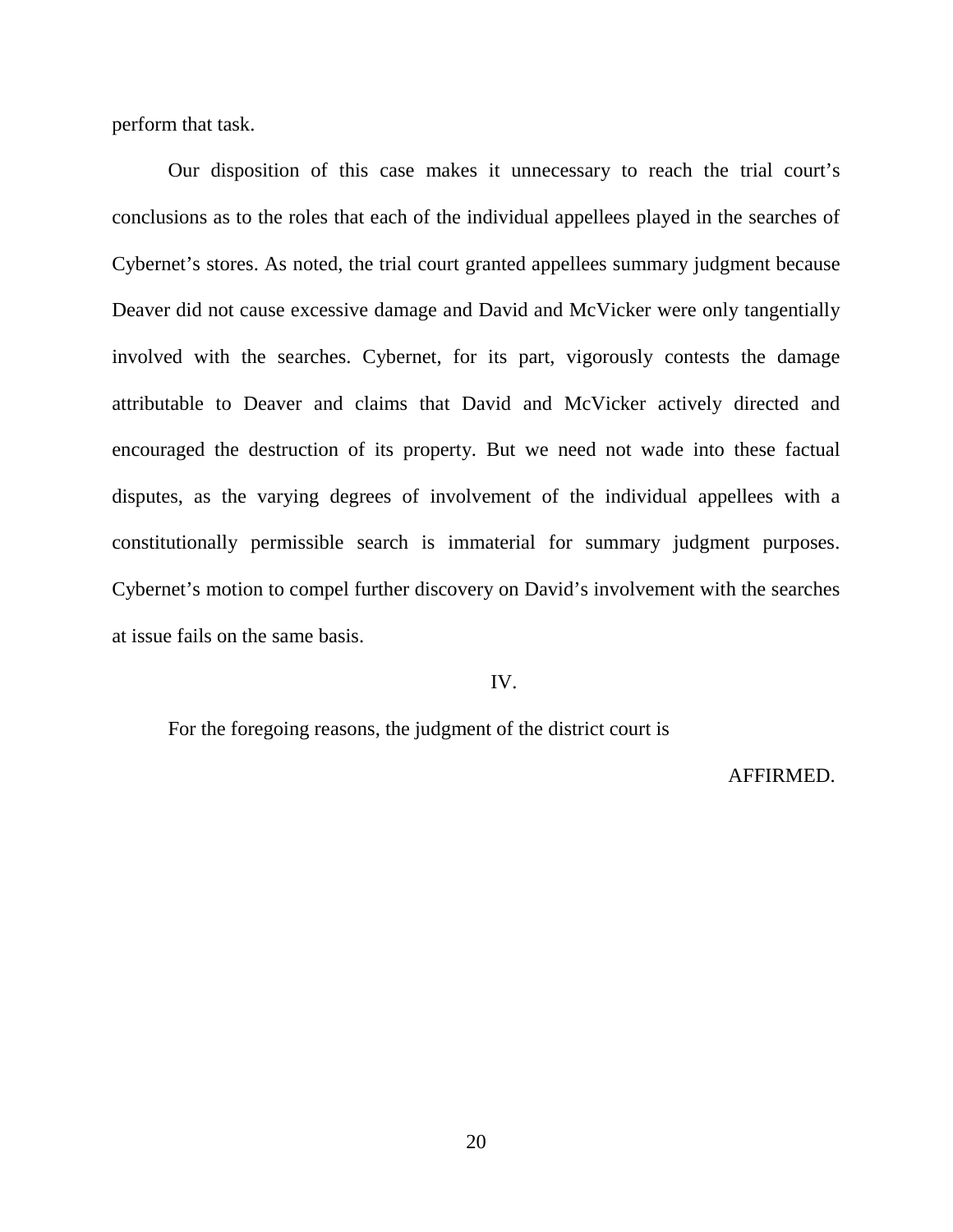perform that task.

Our disposition of this case makes it unnecessary to reach the trial court's conclusions as to the roles that each of the individual appellees played in the searches of Cybernet's stores. As noted, the trial court granted appellees summary judgment because Deaver did not cause excessive damage and David and McVicker were only tangentially involved with the searches. Cybernet, for its part, vigorously contests the damage attributable to Deaver and claims that David and McVicker actively directed and encouraged the destruction of its property. But we need not wade into these factual disputes, as the varying degrees of involvement of the individual appellees with a constitutionally permissible search is immaterial for summary judgment purposes. Cybernet's motion to compel further discovery on David's involvement with the searches at issue fails on the same basis.

## IV.

For the foregoing reasons, the judgment of the district court is

AFFIRMED.